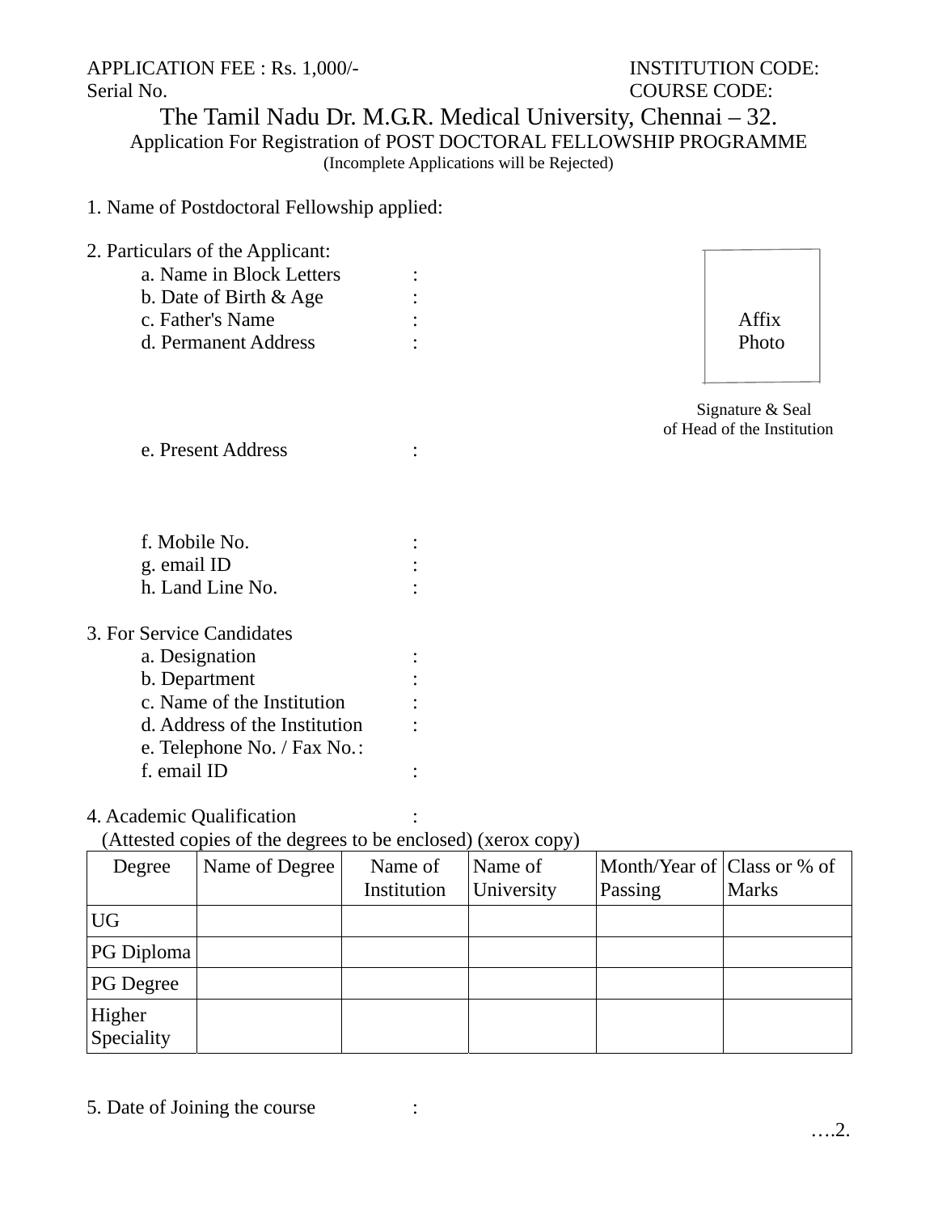APPLICATION FEE : Rs. 1,000/- INSTITUTION CODE:

Serial No. COURSE CODE:

# The Tamil Nadu Dr. M.G.R. Medical University, Chennai – 32.

## Application For Registration of POST DOCTORAL FELLOWSHIP PROGRAMME

(Incomplete Applications will be Rejected)

1. Name of Postdoctoral Fellowship applied:

2. Particulars of the Applicant:
   - a. Name in Block Letters :
   - b. Date of Birth & Age :
   - c. Father's Name :
   - d. Permanent Address :

Affix Photo

Signature & Seal of Head of the Institution

   - e. Present Address :
   - f. Mobile No. :
   - g. email ID :
   - h. Land Line No. :

3. For Service Candidates
   - a. Designation :
   - b. Department :
   - c. Name of the Institution :
   - d. Address of the Institution :
   - e. Telephone No. / Fax No. :
   - f. email ID :

4. Academic Qualification :
   (Attested copies of the degrees to be enclosed) (xerox copy)

| Degree | Name of Degree | Name of Institution | Name of University | Month/Year of Passing | Class or % of Marks |
|---|---|---|---|---|---|
| UG | | | | | |
| PG Diploma | | | | | |
| PG Degree | | | | | |
| Higher Speciality | | | | | |

5. Date of Joining the course :

….2.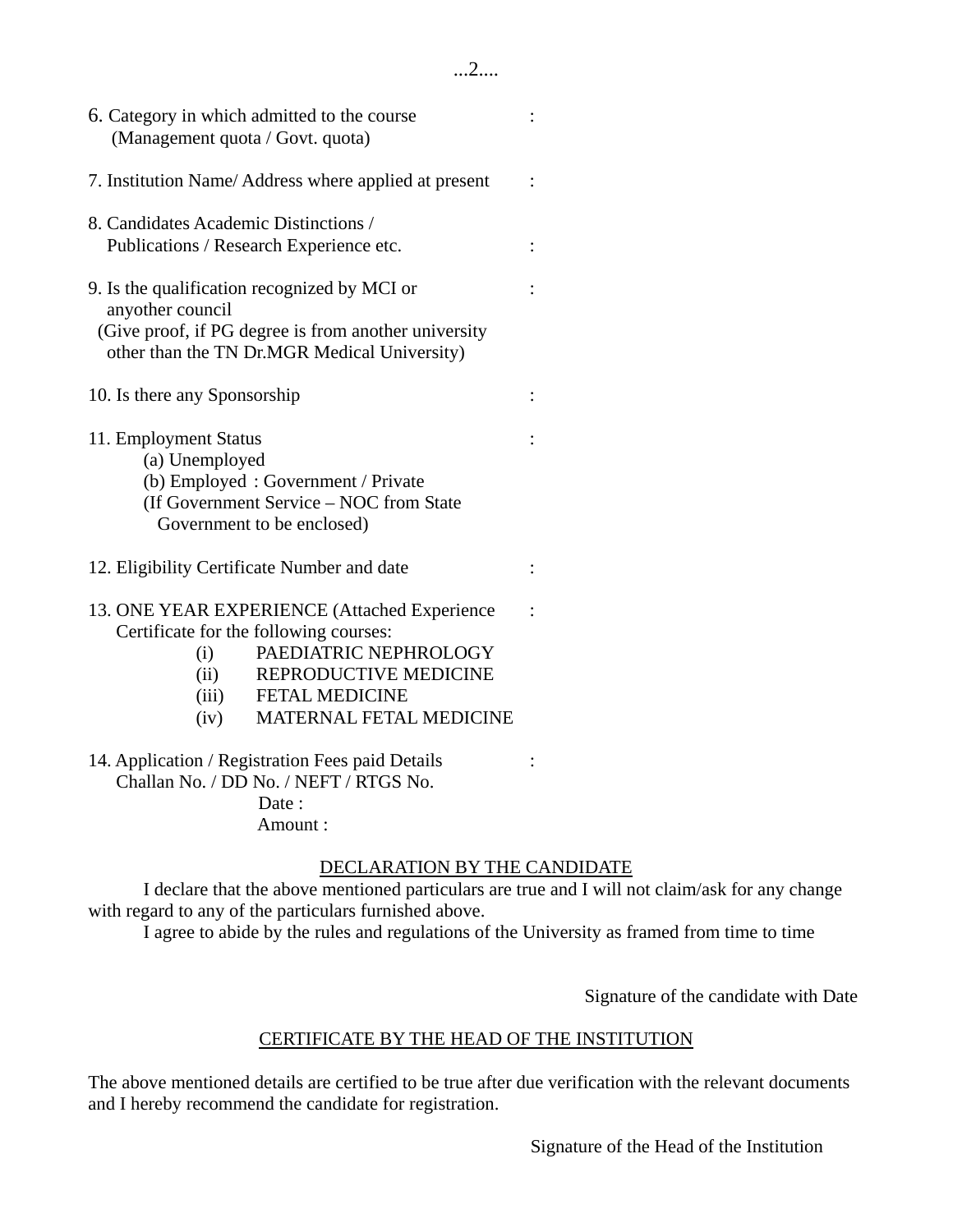6. Category in which admitted to the course :
   (Management quota / Govt. quota)

7. Institution Name/ Address where applied at present :

8. Candidates Academic Distinctions / Publications / Research Experience etc. :

9. Is the qualification recognized by MCI or anyother council :
   (Give proof, if PG degree is from another university other than the TN Dr.MGR Medical University)

10. Is there any Sponsorship :

11. Employment Status :
    (a) Unemployed
    (b) Employed : Government / Private
    (If Government Service – NOC from State Government to be enclosed)

12. Eligibility Certificate Number and date :

13. ONE YEAR EXPERIENCE (Attached Experience Certificate for the following courses: :
    (i) PAEDIATRIC NEPHROLOGY
    (ii) REPRODUCTIVE MEDICINE
    (iii) FETAL MEDICINE
    (iv) MATERNAL FETAL MEDICINE

14. Application / Registration Fees paid Details :
    Challan No. / DD No. / NEFT / RTGS No.
    Date :
    Amount :

## DECLARATION BY THE CANDIDATE

I declare that the above mentioned particulars are true and I will not claim/ask for any change with regard to any of the particulars furnished above.

I agree to abide by the rules and regulations of the University as framed from time to time

Signature of the candidate with Date

## CERTIFICATE BY THE HEAD OF THE INSTITUTION

The above mentioned details are certified to be true after due verification with the relevant documents and I hereby recommend the candidate for registration.

Signature of the Head of the Institution